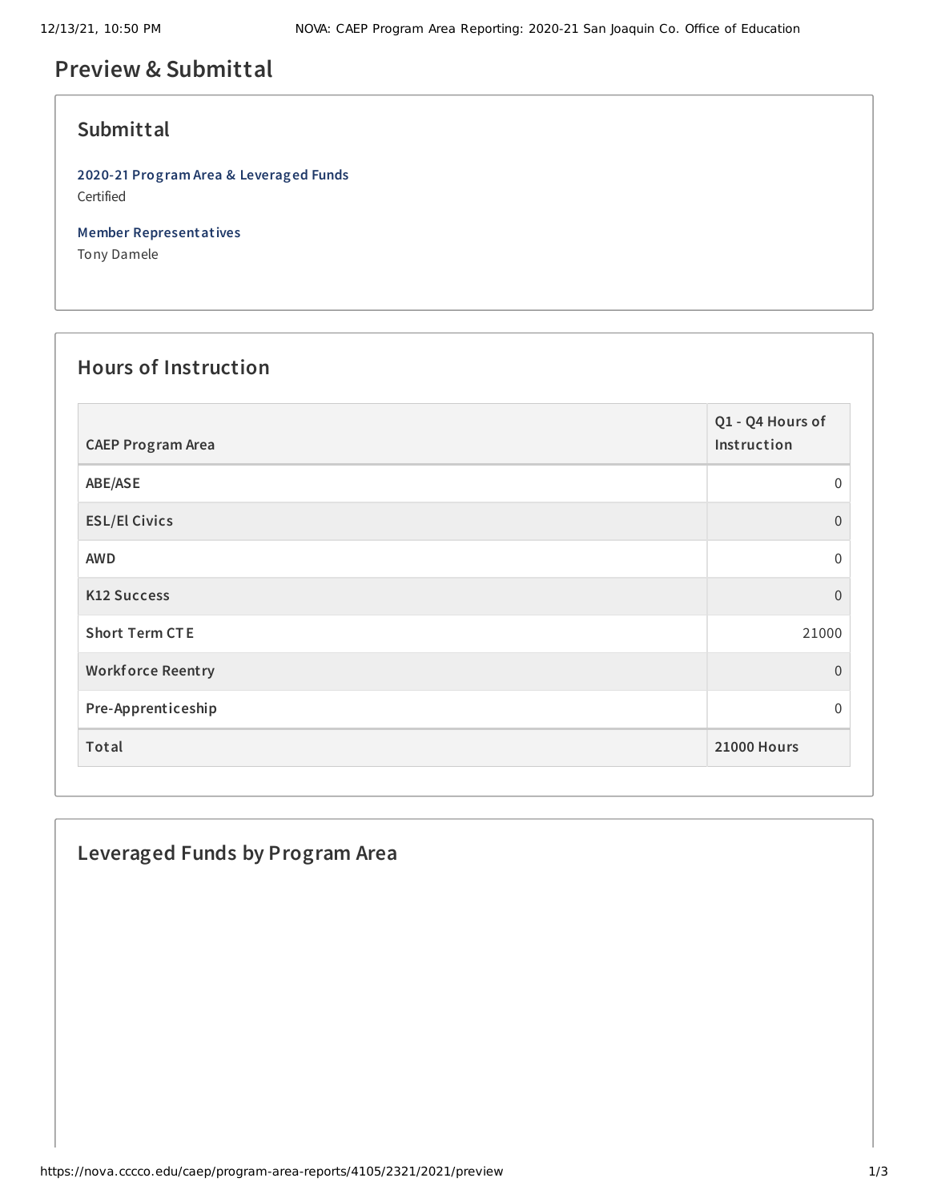# Preview & Submittal

## Submittal

**2020-21 Program Area & Leveraged Funds**
Certified

**Member Representatives**
Tony Damele

## Hours of Instruction

| CAEP Program Area | Q1 - Q4 Hours of Instruction |
|---|---|
| ABE/ASE | 0 |
| ESL/El Civics | 0 |
| AWD | 0 |
| K12 Success | 0 |
| Short Term CTE | 21000 |
| Workforce Reentry | 0 |
| Pre-Apprenticeship | 0 |
| **Total** | **21000 Hours** |

## Leveraged Funds by Program Area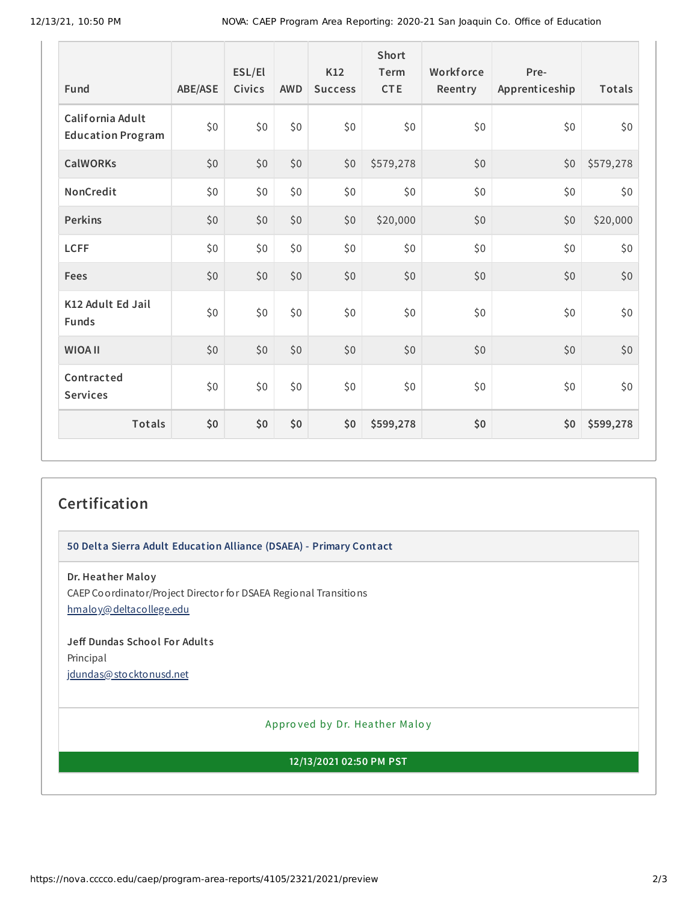| Fund | ABE/ASE | ESL/El Civics | AWD | K12 Success | Short Term CTE | Workforce Reentry | Pre-Apprenticeship | Totals |
|---|---|---|---|---|---|---|---|---|
| California Adult Education Program | $0 | $0 | $0 | $0 | $0 | $0 | $0 | $0 |
| CalWORKs | $0 | $0 | $0 | $0 | $579,278 | $0 | $0 | $579,278 |
| NonCredit | $0 | $0 | $0 | $0 | $0 | $0 | $0 | $0 |
| Perkins | $0 | $0 | $0 | $0 | $20,000 | $0 | $0 | $20,000 |
| LCFF | $0 | $0 | $0 | $0 | $0 | $0 | $0 | $0 |
| Fees | $0 | $0 | $0 | $0 | $0 | $0 | $0 | $0 |
| K12 Adult Ed Jail Funds | $0 | $0 | $0 | $0 | $0 | $0 | $0 | $0 |
| WIOA II | $0 | $0 | $0 | $0 | $0 | $0 | $0 | $0 |
| Contracted Services | $0 | $0 | $0 | $0 | $0 | $0 | $0 | $0 |
| **Totals** | **$0** | **$0** | **$0** | **$0** | **$599,278** | **$0** | **$0** | **$599,278** |

## Certification

**50 Delta Sierra Adult Education Alliance (DSAEA) - Primary Contact**

**Dr. Heather Maloy**
CAEP Coordinator/Project Director for DSAEA Regional Transitions
hmaloy@deltacollege.edu

**Jeff Dundas School For Adults**
Principal
jdundas@stocktonusd.net

Approved by Dr. Heather Maloy

**12/13/2021 02:50 PM PST**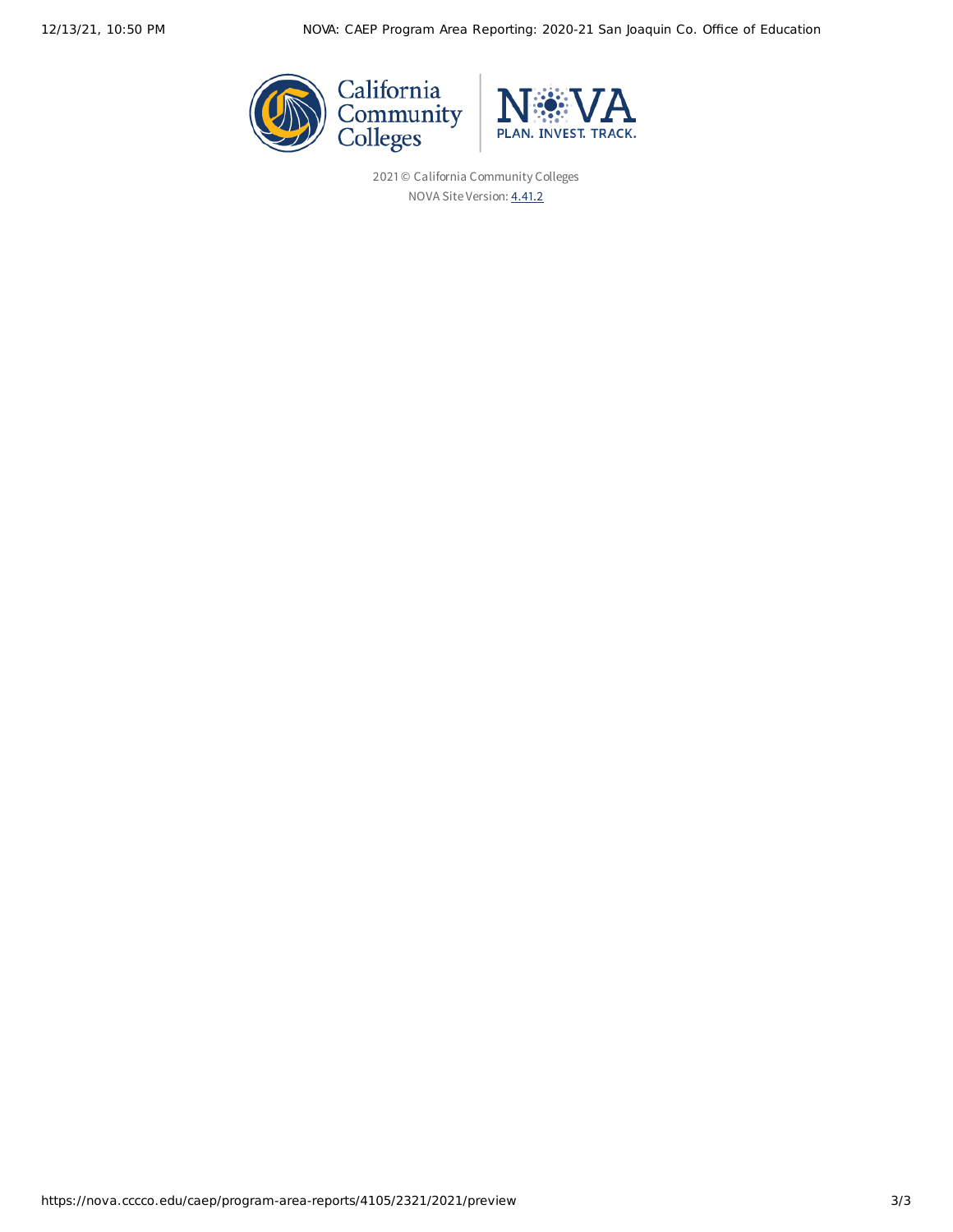2021 © California Community Colleges
NOVA Site Version: 4.41.2